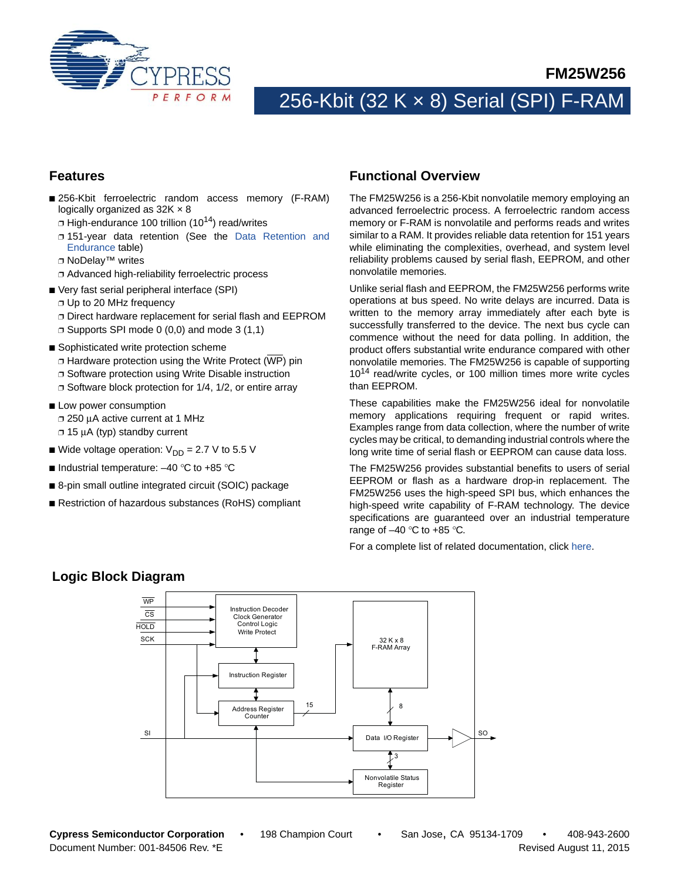# FM25W256

## 256-Kbit (32 K × 8) Serial (SPI) F-RAM

## Features

- 256-Kbit ferroelectric random access memory (F-RAM) logically organized as 32K × 8
  - High-endurance 100 trillion ($10^{14}$) read/writes
  - 151-year data retention (See the Data Retention and Endurance table)
  - NoDelay™ writes
  - Advanced high-reliability ferroelectric process
- Very fast serial peripheral interface (SPI)
  - Up to 20 MHz frequency
  - Direct hardware replacement for serial flash and EEPROM
  - Supports SPI mode 0 (0,0) and mode 3 (1,1)
- Sophisticated write protection scheme
  - Hardware protection using the Write Protect ($\overline{WP}$) pin
  - Software protection using Write Disable instruction
  - Software block protection for 1/4, 1/2, or entire array
- Low power consumption
  - 250 µA active current at 1 MHz
  - 15 µA (typ) standby current
- Wide voltage operation: $V_{DD}$ = 2.7 V to 5.5 V
- Industrial temperature: –40 °C to +85 °C
- 8-pin small outline integrated circuit (SOIC) package
- Restriction of hazardous substances (RoHS) compliant

## Functional Overview

The FM25W256 is a 256-Kbit nonvolatile memory employing an advanced ferroelectric process. A ferroelectric random access memory or F-RAM is nonvolatile and performs reads and writes similar to a RAM. It provides reliable data retention for 151 years while eliminating the complexities, overhead, and system level reliability problems caused by serial flash, EEPROM, and other nonvolatile memories.

Unlike serial flash and EEPROM, the FM25W256 performs write operations at bus speed. No write delays are incurred. Data is written to the memory array immediately after each byte is successfully transferred to the device. The next bus cycle can commence without the need for data polling. In addition, the product offers substantial write endurance compared with other nonvolatile memories. The FM25W256 is capable of supporting $10^{14}$ read/write cycles, or 100 million times more write cycles than EEPROM.

These capabilities make the FM25W256 ideal for nonvolatile memory applications requiring frequent or rapid writes. Examples range from data collection, where the number of write cycles may be critical, to demanding industrial controls where the long write time of serial flash or EEPROM can cause data loss.

The FM25W256 provides substantial benefits to users of serial EEPROM or flash as a hardware drop-in replacement. The FM25W256 uses the high-speed SPI bus, which enhances the high-speed write capability of F-RAM technology. The device specifications are guaranteed over an industrial temperature range of –40 °C to +85 °C.

For a complete list of related documentation, click here.

## Logic Block Diagram

WP, CS, HOLD, SCK → Instruction Decoder / Clock Generator / Control Logic / Write Protect

Instruction Register

Address Register Counter (15) → 32 K x 8 F-RAM Array

SI → Data I/O Register (8) → SO

Nonvolatile Status Register (3)

**Cypress Semiconductor Corporation** • 198 Champion Court • San Jose, CA 95134-1709 • 408-943-2600
Document Number: 001-84506 Rev. *E Revised August 11, 2015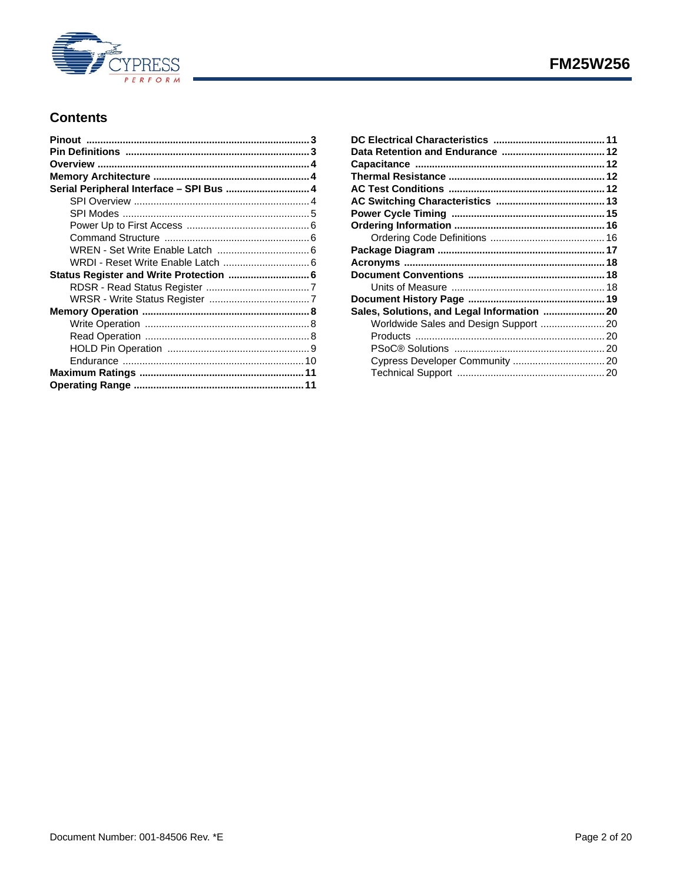## Contents

**Pinout** .......... 3
**Pin Definitions** .......... 3
**Overview** .......... 4
**Memory Architecture** .......... 4
**Serial Peripheral Interface – SPI Bus** .......... 4
- SPI Overview .......... 4
- SPI Modes .......... 5
- Power Up to First Access .......... 6
- Command Structure .......... 6
- WREN - Set Write Enable Latch .......... 6
- WRDI - Reset Write Enable Latch .......... 6

**Status Register and Write Protection** .......... 6
- RDSR - Read Status Register .......... 7
- WRSR - Write Status Register .......... 7

**Memory Operation** .......... 8
- Write Operation .......... 8
- Read Operation .......... 8
- HOLD Pin Operation .......... 9
- Endurance .......... 10

**Maximum Ratings** .......... 11
**Operating Range** .......... 11
**DC Electrical Characteristics** .......... 11
**Data Retention and Endurance** .......... 12
**Capacitance** .......... 12
**Thermal Resistance** .......... 12
**AC Test Conditions** .......... 12
**AC Switching Characteristics** .......... 13
**Power Cycle Timing** .......... 15
**Ordering Information** .......... 16
- Ordering Code Definitions .......... 16

**Package Diagram** .......... 17
**Acronyms** .......... 18
**Document Conventions** .......... 18
- Units of Measure .......... 18

**Document History Page** .......... 19
**Sales, Solutions, and Legal Information** .......... 20
- Worldwide Sales and Design Support .......... 20
- Products .......... 20
- PSoC® Solutions .......... 20
- Cypress Developer Community .......... 20
- Technical Support .......... 20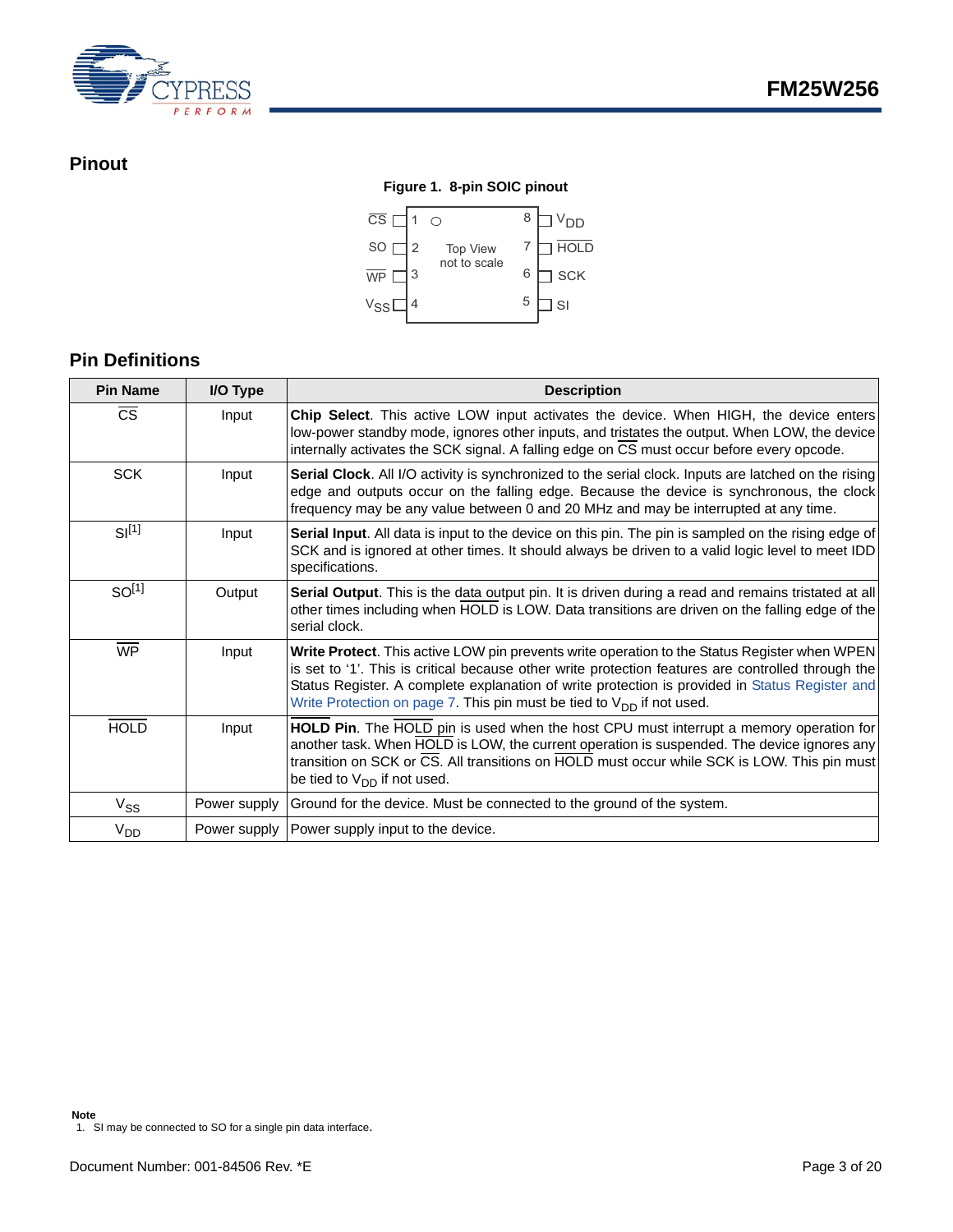## Pinout

**Figure 1. 8-pin SOIC pinout**

| Pin | Name | Pin | Name |
|---|---|---|---|
| 1 | CS | 8 | $V_{DD}$ |
| 2 | SO | 7 | HOLD |
| 3 | WP | 6 | SCK |
| 4 | $V_{SS}$ | 5 | SI |

Top View not to scale

## Pin Definitions

| Pin Name | I/O Type | Description |
|---|---|---|
| CS | Input | **Chip Select**. This active LOW input activates the device. When HIGH, the device enters low-power standby mode, ignores other inputs, and tristates the output. When LOW, the device internally activates the SCK signal. A falling edge on CS must occur before every opcode. |
| SCK | Input | **Serial Clock**. All I/O activity is synchronized to the serial clock. Inputs are latched on the rising edge and outputs occur on the falling edge. Because the device is synchronous, the clock frequency may be any value between 0 and 20 MHz and may be interrupted at any time. |
| SI[1] | Input | **Serial Input**. All data is input to the device on this pin. The pin is sampled on the rising edge of SCK and is ignored at other times. It should always be driven to a valid logic level to meet IDD specifications. |
| SO[1] | Output | **Serial Output**. This is the data output pin. It is driven during a read and remains tristated at all other times including when HOLD is LOW. Data transitions are driven on the falling edge of the serial clock. |
| WP | Input | **Write Protect**. This active LOW pin prevents write operation to the Status Register when WPEN is set to '1'. This is critical because other write protection features are controlled through the Status Register. A complete explanation of write protection is provided in Status Register and Write Protection on page 7. This pin must be tied to $V_{DD}$ if not used. |
| HOLD | Input | **HOLD Pin**. The HOLD pin is used when the host CPU must interrupt a memory operation for another task. When HOLD is LOW, the current operation is suspended. The device ignores any transition on SCK or CS. All transitions on HOLD must occur while SCK is LOW. This pin must be tied to $V_{DD}$ if not used. |
| $V_{SS}$ | Power supply | Ground for the device. Must be connected to the ground of the system. |
| $V_{DD}$ | Power supply | Power supply input to the device. |

**Note**
1. SI may be connected to SO for a single pin data interface.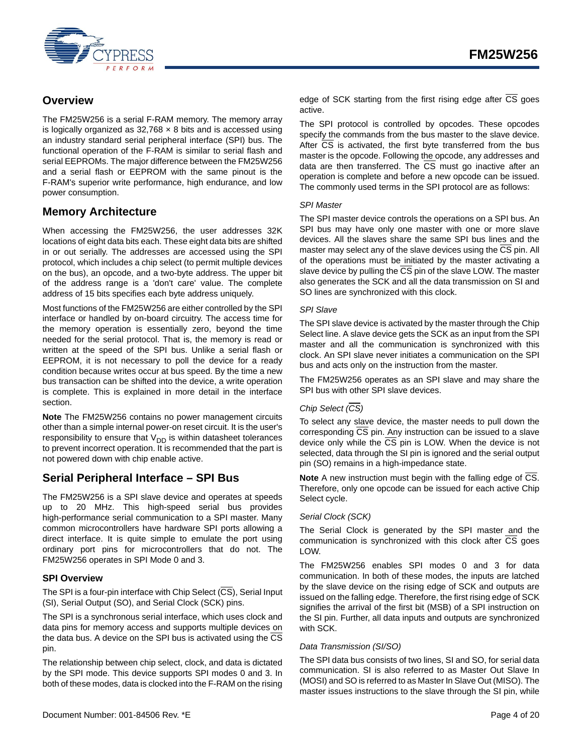## Overview

The FM25W256 is a serial F-RAM memory. The memory array is logically organized as 32,768 × 8 bits and is accessed using an industry standard serial peripheral interface (SPI) bus. The functional operation of the F-RAM is similar to serial flash and serial EEPROMs. The major difference between the FM25W256 and a serial flash or EEPROM with the same pinout is the F-RAM's superior write performance, high endurance, and low power consumption.

## Memory Architecture

When accessing the FM25W256, the user addresses 32K locations of eight data bits each. These eight data bits are shifted in or out serially. The addresses are accessed using the SPI protocol, which includes a chip select (to permit multiple devices on the bus), an opcode, and a two-byte address. The upper bit of the address range is a 'don't care' value. The complete address of 15 bits specifies each byte address uniquely.

Most functions of the FM25W256 are either controlled by the SPI interface or handled by on-board circuitry. The access time for the memory operation is essentially zero, beyond the time needed for the serial protocol. That is, the memory is read or written at the speed of the SPI bus. Unlike a serial flash or EEPROM, it is not necessary to poll the device for a ready condition because writes occur at bus speed. By the time a new bus transaction can be shifted into the device, a write operation is complete. This is explained in more detail in the interface section.

**Note** The FM25W256 contains no power management circuits other than a simple internal power-on reset circuit. It is the user's responsibility to ensure that $V_{DD}$ is within datasheet tolerances to prevent incorrect operation. It is recommended that the part is not powered down with chip enable active.

## Serial Peripheral Interface – SPI Bus

The FM25W256 is a SPI slave device and operates at speeds up to 20 MHz. This high-speed serial bus provides high-performance serial communication to a SPI master. Many common microcontrollers have hardware SPI ports allowing a direct interface. It is quite simple to emulate the port using ordinary port pins for microcontrollers that do not. The FM25W256 operates in SPI Mode 0 and 3.

### SPI Overview

The SPI is a four-pin interface with Chip Select ($\overline{CS}$), Serial Input (SI), Serial Output (SO), and Serial Clock (SCK) pins.

The SPI is a synchronous serial interface, which uses clock and data pins for memory access and supports multiple devices on the data bus. A device on the SPI bus is activated using the $\overline{CS}$ pin.

The relationship between chip select, clock, and data is dictated by the SPI mode. This device supports SPI modes 0 and 3. In both of these modes, data is clocked into the F-RAM on the rising edge of SCK starting from the first rising edge after $\overline{CS}$ goes active.

The SPI protocol is controlled by opcodes. These opcodes specify the commands from the bus master to the slave device. After $\overline{CS}$ is activated, the first byte transferred from the bus master is the opcode. Following the opcode, any addresses and data are then transferred. The $\overline{CS}$ must go inactive after an operation is complete and before a new opcode can be issued. The commonly used terms in the SPI protocol are as follows:

*SPI Master*

The SPI master device controls the operations on a SPI bus. An SPI bus may have only one master with one or more slave devices. All the slaves share the same SPI bus lines and the master may select any of the slave devices using the $\overline{CS}$ pin. All of the operations must be initiated by the master activating a slave device by pulling the $\overline{CS}$ pin of the slave LOW. The master also generates the SCK and all the data transmission on SI and SO lines are synchronized with this clock.

*SPI Slave*

The SPI slave device is activated by the master through the Chip Select line. A slave device gets the SCK as an input from the SPI master and all the communication is synchronized with this clock. An SPI slave never initiates a communication on the SPI bus and acts only on the instruction from the master.

The FM25W256 operates as an SPI slave and may share the SPI bus with other SPI slave devices.

*Chip Select ($\overline{CS}$)*

To select any slave device, the master needs to pull down the corresponding $\overline{CS}$ pin. Any instruction can be issued to a slave device only while the $\overline{CS}$ pin is LOW. When the device is not selected, data through the SI pin is ignored and the serial output pin (SO) remains in a high-impedance state.

**Note** A new instruction must begin with the falling edge of $\overline{CS}$. Therefore, only one opcode can be issued for each active Chip Select cycle.

*Serial Clock (SCK)*

The Serial Clock is generated by the SPI master and the communication is synchronized with this clock after $\overline{CS}$ goes LOW.

The FM25W256 enables SPI modes 0 and 3 for data communication. In both of these modes, the inputs are latched by the slave device on the rising edge of SCK and outputs are issued on the falling edge. Therefore, the first rising edge of SCK signifies the arrival of the first bit (MSB) of a SPI instruction on the SI pin. Further, all data inputs and outputs are synchronized with SCK.

*Data Transmission (SI/SO)*

The SPI data bus consists of two lines, SI and SO, for serial data communication. SI is also referred to as Master Out Slave In (MOSI) and SO is referred to as Master In Slave Out (MISO). The master issues instructions to the slave through the SI pin, while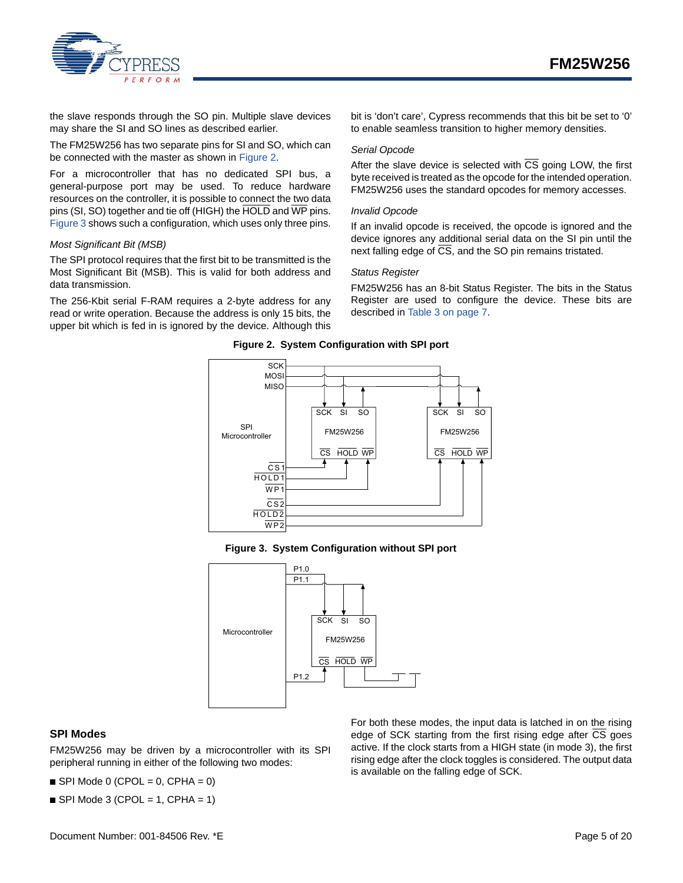the slave responds through the SO pin. Multiple slave devices may share the SI and SO lines as described earlier.

The FM25W256 has two separate pins for SI and SO, which can be connected with the master as shown in Figure 2.

For a microcontroller that has no dedicated SPI bus, a general-purpose port may be used. To reduce hardware resources on the controller, it is possible to connect the two data pins (SI, SO) together and tie off (HIGH) the HOLD and WP pins. Figure 3 shows such a configuration, which uses only three pins.

*Most Significant Bit (MSB)*

The SPI protocol requires that the first bit to be transmitted is the Most Significant Bit (MSB). This is valid for both address and data transmission.

The 256-Kbit serial F-RAM requires a 2-byte address for any read or write operation. Because the address is only 15 bits, the upper bit which is fed in is ignored by the device. Although this bit is 'don't care', Cypress recommends that this bit be set to '0' to enable seamless transition to higher memory densities.

*Serial Opcode*

After the slave device is selected with CS going LOW, the first byte received is treated as the opcode for the intended operation. FM25W256 uses the standard opcodes for memory accesses.

*Invalid Opcode*

If an invalid opcode is received, the opcode is ignored and the device ignores any additional serial data on the SI pin until the next falling edge of CS, and the SO pin remains tristated.

*Status Register*

FM25W256 has an 8-bit Status Register. The bits in the Status Register are used to configure the device. These bits are described in Table 3 on page 7.

**Figure 2. System Configuration with SPI port**

**Figure 3. System Configuration without SPI port**

## SPI Modes

FM25W256 may be driven by a microcontroller with its SPI peripheral running in either of the following two modes:

- SPI Mode 0 (CPOL = 0, CPHA = 0)
- SPI Mode 3 (CPOL = 1, CPHA = 1)

For both these modes, the input data is latched in on the rising edge of SCK starting from the first rising edge after CS goes active. If the clock starts from a HIGH state (in mode 3), the first rising edge after the clock toggles is considered. The output data is available on the falling edge of SCK.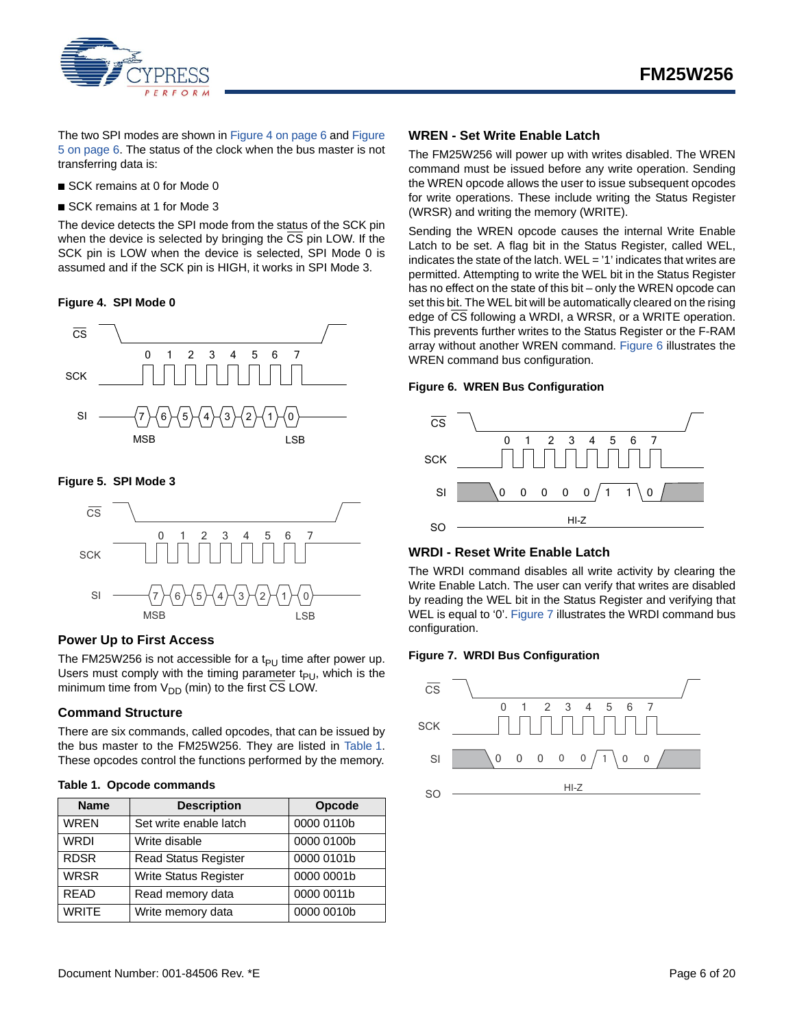The two SPI modes are shown in Figure 4 on page 6 and Figure 5 on page 6. The status of the clock when the bus master is not transferring data is:

- SCK remains at 0 for Mode 0
- SCK remains at 1 for Mode 3

The device detects the SPI mode from the status of the SCK pin when the device is selected by bringing the CS pin LOW. If the SCK pin is LOW when the device is selected, SPI Mode 0 is assumed and if the SCK pin is HIGH, it works in SPI Mode 3.

**Figure 4. SPI Mode 0**

**Figure 5. SPI Mode 3**

## Power Up to First Access

The FM25W256 is not accessible for a $t_{PU}$ time after power up. Users must comply with the timing parameter $t_{PU}$, which is the minimum time from $V_{DD}$ (min) to the first CS LOW.

## Command Structure

There are six commands, called opcodes, that can be issued by the bus master to the FM25W256. They are listed in Table 1. These opcodes control the functions performed by the memory.

**Table 1. Opcode commands**

| Name | Description | Opcode |
|---|---|---|
| WREN | Set write enable latch | 0000 0110b |
| WRDI | Write disable | 0000 0100b |
| RDSR | Read Status Register | 0000 0101b |
| WRSR | Write Status Register | 0000 0001b |
| READ | Read memory data | 0000 0011b |
| WRITE | Write memory data | 0000 0010b |

## WREN - Set Write Enable Latch

The FM25W256 will power up with writes disabled. The WREN command must be issued before any write operation. Sending the WREN opcode allows the user to issue subsequent opcodes for write operations. These include writing the Status Register (WRSR) and writing the memory (WRITE).

Sending the WREN opcode causes the internal Write Enable Latch to be set. A flag bit in the Status Register, called WEL, indicates the state of the latch. WEL = '1' indicates that writes are permitted. Attempting to write the WEL bit in the Status Register has no effect on the state of this bit – only the WREN opcode can set this bit. The WEL bit will be automatically cleared on the rising edge of CS following a WRDI, a WRSR, or a WRITE operation. This prevents further writes to the Status Register or the F-RAM array without another WREN command. Figure 6 illustrates the WREN command bus configuration.

**Figure 6. WREN Bus Configuration**

## WRDI - Reset Write Enable Latch

The WRDI command disables all write activity by clearing the Write Enable Latch. The user can verify that writes are disabled by reading the WEL bit in the Status Register and verifying that WEL is equal to '0'. Figure 7 illustrates the WRDI command bus configuration.

**Figure 7. WRDI Bus Configuration**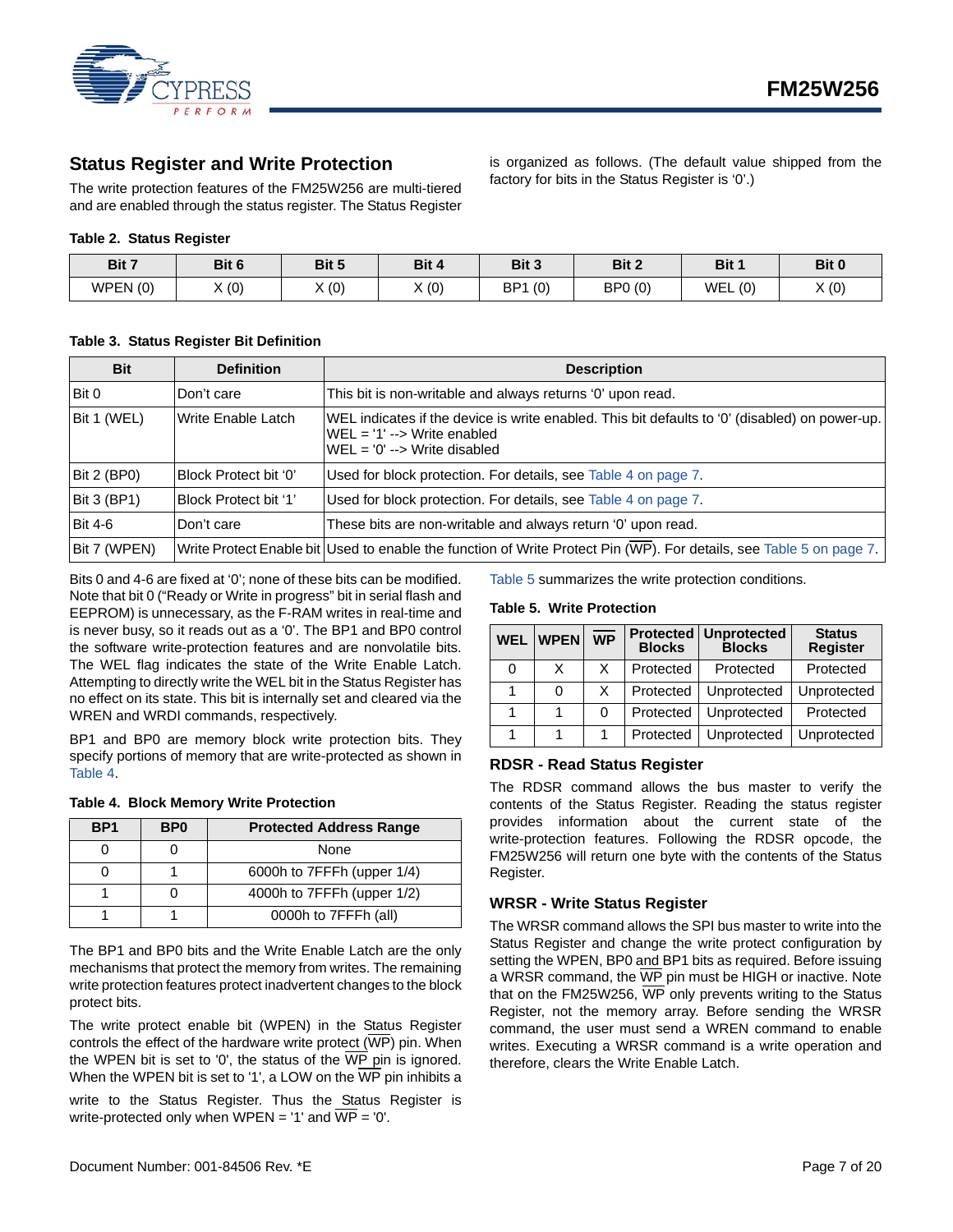## Status Register and Write Protection

The write protection features of the FM25W256 are multi-tiered and are enabled through the status register. The Status Register is organized as follows. (The default value shipped from the factory for bits in the Status Register is '0'.)

**Table 2. Status Register**

| Bit 7 | Bit 6 | Bit 5 | Bit 4 | Bit 3 | Bit 2 | Bit 1 | Bit 0 |
|---|---|---|---|---|---|---|---|
| WPEN (0) | X (0) | X (0) | X (0) | BP1 (0) | BP0 (0) | WEL (0) | X (0) |

**Table 3. Status Register Bit Definition**

| Bit | Definition | Description |
|---|---|---|
| Bit 0 | Don't care | This bit is non-writable and always returns '0' upon read. |
| Bit 1 (WEL) | Write Enable Latch | WEL indicates if the device is write enabled. This bit defaults to '0' (disabled) on power-up.<br>WEL = '1' --> Write enabled<br>WEL = '0' --> Write disabled |
| Bit 2 (BP0) | Block Protect bit '0' | Used for block protection. For details, see Table 4 on page 7. |
| Bit 3 (BP1) | Block Protect bit '1' | Used for block protection. For details, see Table 4 on page 7. |
| Bit 4-6 | Don't care | These bits are non-writable and always return '0' upon read. |
| Bit 7 (WPEN) | Write Protect Enable bit | Used to enable the function of Write Protect Pin ($\overline{\text{WP}}$). For details, see Table 5 on page 7. |

Bits 0 and 4-6 are fixed at '0'; none of these bits can be modified. Note that bit 0 ("Ready or Write in progress" bit in serial flash and EEPROM) is unnecessary, as the F-RAM writes in real-time and is never busy, so it reads out as a '0'. The BP1 and BP0 control the software write-protection features and are nonvolatile bits. The WEL flag indicates the state of the Write Enable Latch. Attempting to directly write the WEL bit in the Status Register has no effect on its state. This bit is internally set and cleared via the WREN and WRDI commands, respectively.

BP1 and BP0 are memory block write protection bits. They specify portions of memory that are write-protected as shown in Table 4.

**Table 4. Block Memory Write Protection**

| BP1 | BP0 | Protected Address Range |
|---|---|---|
| 0 | 0 | None |
| 0 | 1 | 6000h to 7FFFh (upper 1/4) |
| 1 | 0 | 4000h to 7FFFh (upper 1/2) |
| 1 | 1 | 0000h to 7FFFh (all) |

The BP1 and BP0 bits and the Write Enable Latch are the only mechanisms that protect the memory from writes. The remaining write protection features protect inadvertent changes to the block protect bits.

The write protect enable bit (WPEN) in the Status Register controls the effect of the hardware write protect ($\overline{\text{WP}}$) pin. When the WPEN bit is set to '0', the status of the $\overline{\text{WP}}$ pin is ignored. When the WPEN bit is set to '1', a LOW on the $\overline{\text{WP}}$ pin inhibits a write to the Status Register. Thus the Status Register is write-protected only when WPEN = '1' and $\overline{\text{WP}}$ = '0'.

Table 5 summarizes the write protection conditions.

**Table 5. Write Protection**

| WEL | WPEN | $\overline{\text{WP}}$ | Protected Blocks | Unprotected Blocks | Status Register |
|---|---|---|---|---|---|
| 0 | X | X | Protected | Protected | Protected |
| 1 | 0 | X | Protected | Unprotected | Unprotected |
| 1 | 1 | 0 | Protected | Unprotected | Protected |
| 1 | 1 | 1 | Protected | Unprotected | Unprotected |

### RDSR - Read Status Register

The RDSR command allows the bus master to verify the contents of the Status Register. Reading the status register provides information about the current state of the write-protection features. Following the RDSR opcode, the FM25W256 will return one byte with the contents of the Status Register.

### WRSR - Write Status Register

The WRSR command allows the SPI bus master to write into the Status Register and change the write protect configuration by setting the WPEN, BP0 and BP1 bits as required. Before issuing a WRSR command, the $\overline{\text{WP}}$ pin must be HIGH or inactive. Note that on the FM25W256, $\overline{\text{WP}}$ only prevents writing to the Status Register, not the memory array. Before sending the WRSR command, the user must send a WREN command to enable writes. Executing a WRSR command is a write operation and therefore, clears the Write Enable Latch.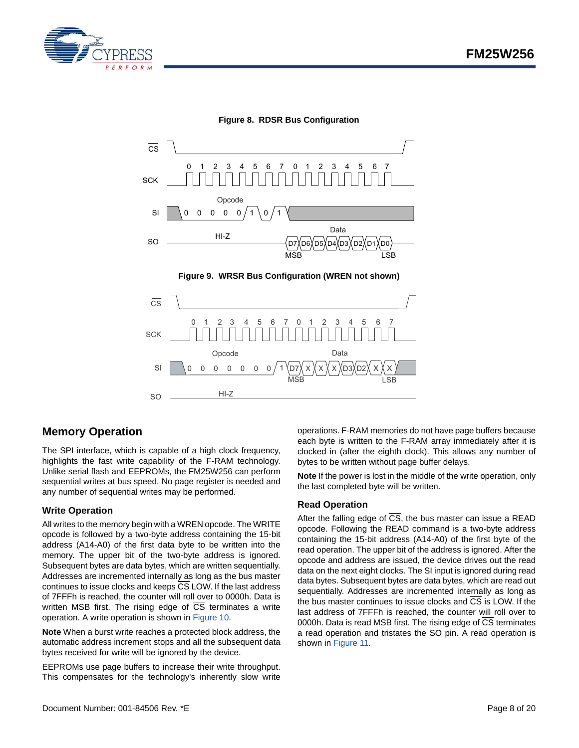**Figure 8. RDSR Bus Configuration**

**Figure 9. WRSR Bus Configuration (WREN not shown)**

## Memory Operation

The SPI interface, which is capable of a high clock frequency, highlights the fast write capability of the F-RAM technology. Unlike serial flash and EEPROMs, the FM25W256 can perform sequential writes at bus speed. No page register is needed and any number of sequential writes may be performed.

### Write Operation

All writes to the memory begin with a WREN opcode. The WRITE opcode is followed by a two-byte address containing the 15-bit address (A14-A0) of the first data byte to be written into the memory. The upper bit of the two-byte address is ignored. Subsequent bytes are data bytes, which are written sequentially. Addresses are incremented internally as long as the bus master continues to issue clocks and keeps CS LOW. If the last address of 7FFFh is reached, the counter will roll over to 0000h. Data is written MSB first. The rising edge of CS terminates a write operation. A write operation is shown in Figure 10.

**Note** When a burst write reaches a protected block address, the automatic address increment stops and all the subsequent data bytes received for write will be ignored by the device.

EEPROMs use page buffers to increase their write throughput. This compensates for the technology's inherently slow write operations. F-RAM memories do not have page buffers because each byte is written to the F-RAM array immediately after it is clocked in (after the eighth clock). This allows any number of bytes to be written without page buffer delays.

**Note** If the power is lost in the middle of the write operation, only the last completed byte will be written.

### Read Operation

After the falling edge of CS, the bus master can issue a READ opcode. Following the READ command is a two-byte address containing the 15-bit address (A14-A0) of the first byte of the read operation. The upper bit of the address is ignored. After the opcode and address are issued, the device drives out the read data on the next eight clocks. The SI input is ignored during read data bytes. Subsequent bytes are data bytes, which are read out sequentially. Addresses are incremented internally as long as the bus master continues to issue clocks and CS is LOW. If the last address of 7FFFh is reached, the counter will roll over to 0000h. Data is read MSB first. The rising edge of CS terminates a read operation and tristates the SO pin. A read operation is shown in Figure 11.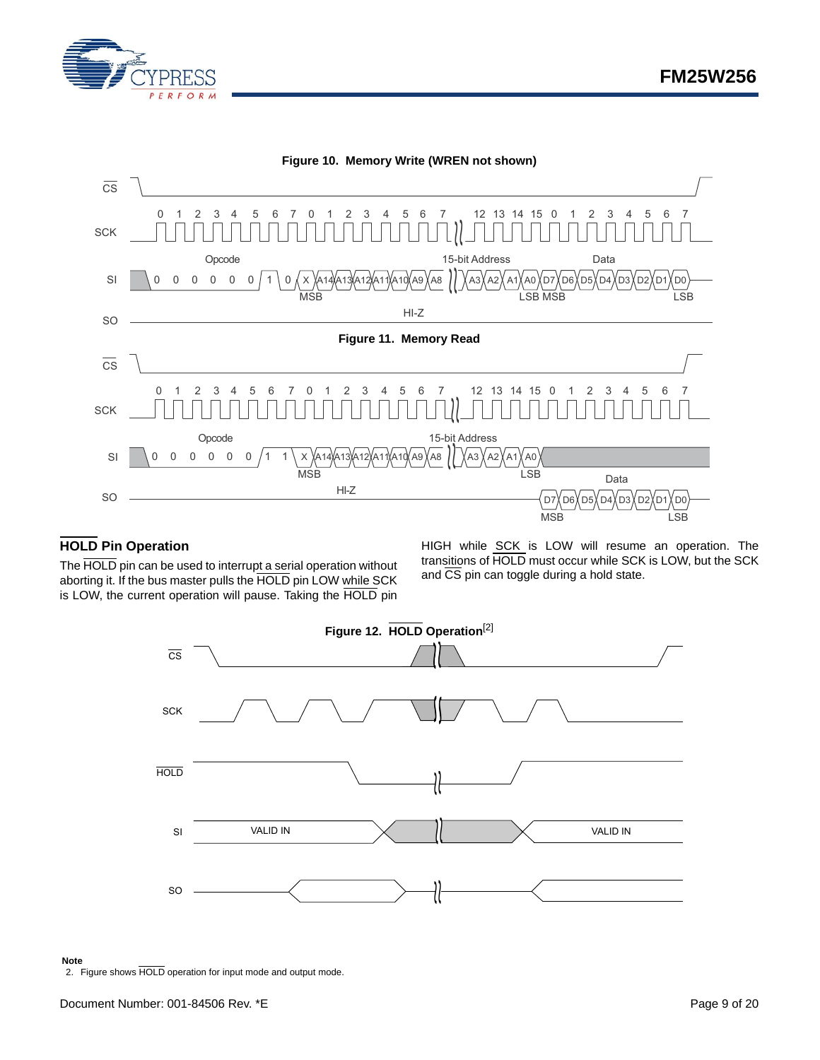**Figure 10. Memory Write (WREN not shown)**

**Figure 11. Memory Read**

## HOLD Pin Operation

The HOLD pin can be used to interrupt a serial operation without aborting it. If the bus master pulls the HOLD pin LOW while SCK is LOW, the current operation will pause. Taking the HOLD pin HIGH while SCK is LOW will resume an operation. The transitions of HOLD must occur while SCK is LOW, but the SCK and CS pin can toggle during a hold state.

**Figure 12. HOLD Operation[2]**

**Note**

2. Figure shows HOLD operation for input mode and output mode.

Document Number: 001-84506 Rev. *E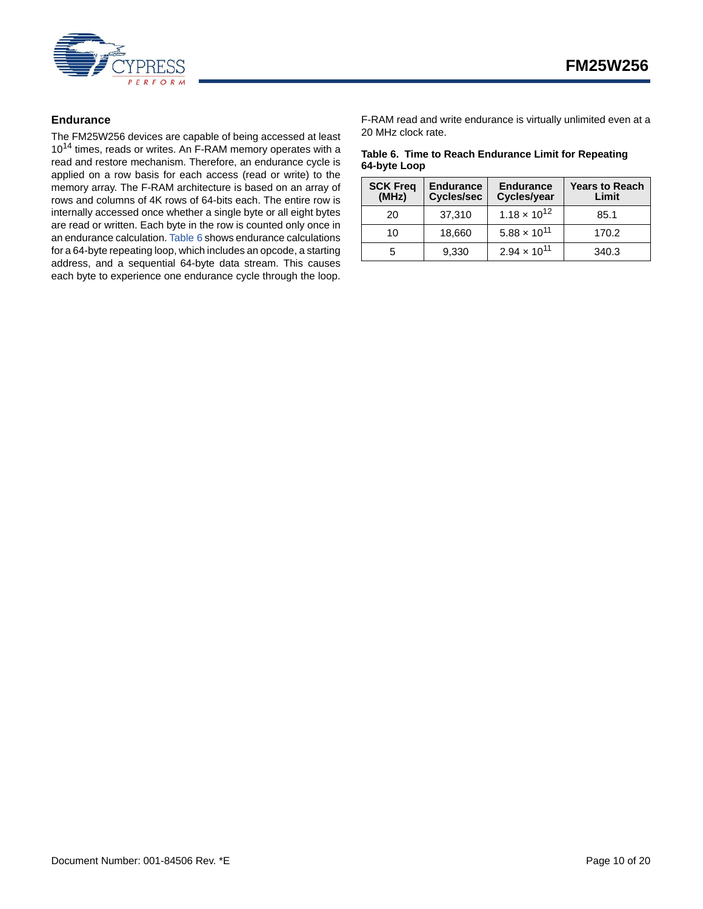### Endurance

The FM25W256 devices are capable of being accessed at least $10^{14}$ times, reads or writes. An F-RAM memory operates with a read and restore mechanism. Therefore, an endurance cycle is applied on a row basis for each access (read or write) to the memory array. The F-RAM architecture is based on an array of rows and columns of 4K rows of 64-bits each. The entire row is internally accessed once whether a single byte or all eight bytes are read or written. Each byte in the row is counted only once in an endurance calculation. Table 6 shows endurance calculations for a 64-byte repeating loop, which includes an opcode, a starting address, and a sequential 64-byte data stream. This causes each byte to experience one endurance cycle through the loop. F-RAM read and write endurance is virtually unlimited even at a 20 MHz clock rate.

**Table 6. Time to Reach Endurance Limit for Repeating 64-byte Loop**

| SCK Freq (MHz) | Endurance Cycles/sec | Endurance Cycles/year | Years to Reach Limit |
|---|---|---|---|
| 20 | 37,310 | $1.18 \times 10^{12}$ | 85.1 |
| 10 | 18,660 | $5.88 \times 10^{11}$ | 170.2 |
| 5 | 9,330 | $2.94 \times 10^{11}$ | 340.3 |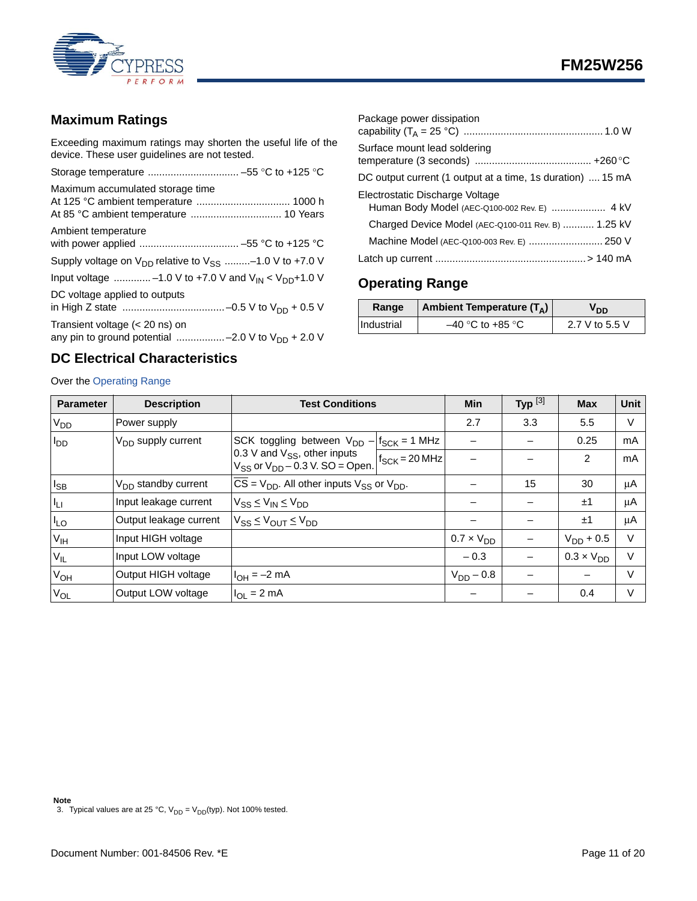## Maximum Ratings

Exceeding maximum ratings may shorten the useful life of the device. These user guidelines are not tested.

Storage temperature ................................ –55 °C to +125 °C

Maximum accumulated storage time
At 125 °C ambient temperature ................................ 1000 h
At 85 °C ambient temperature ................................ 10 Years

Ambient temperature
with power applied ................................... –55 °C to +125 °C

Supply voltage on $V_{DD}$ relative to $V_{SS}$ .........–1.0 V to +7.0 V

Input voltage .............–1.0 V to +7.0 V and $V_{IN}$ < $V_{DD}$+1.0 V

DC voltage applied to outputs
in High Z state ....................................–0.5 V to $V_{DD}$ + 0.5 V

Transient voltage (< 20 ns) on
any pin to ground potential .................–2.0 V to $V_{DD}$ + 2.0 V

Package power dissipation
capability ($T_A$ = 25 °C) ................................................. 1.0 W

Surface mount lead soldering
temperature (3 seconds) ......................................... +260 °C

DC output current (1 output at a time, 1s duration) .... 15 mA

Electrostatic Discharge Voltage
Human Body Model (AEC-Q100-002 Rev. E) ................... 4 kV
Charged Device Model (AEC-Q100-011 Rev. B) ........... 1.25 kV
Machine Model (AEC-Q100-003 Rev. E) .......................... 250 V

Latch up current ..................................................... > 140 mA

## Operating Range

| Range | Ambient Temperature ($T_A$) | $V_{DD}$ |
|---|---|---|
| Industrial | –40 °C to +85 °C | 2.7 V to 5.5 V |

## DC Electrical Characteristics

Over the Operating Range

| Parameter | Description | Test Conditions | | Min | Typ [3] | Max | Unit |
|---|---|---|---|---|---|---|---|
| $V_{DD}$ | Power supply | | | 2.7 | 3.3 | 5.5 | V |
| $I_{DD}$ | $V_{DD}$ supply current | SCK toggling between $V_{DD}$ – 0.3 V and $V_{SS}$, other inputs $V_{SS}$ or $V_{DD}$ – 0.3 V. SO = Open. | $f_{SCK}$ = 1 MHz | – | – | 0.25 | mA |
| | | | $f_{SCK}$ = 20 MHz | – | – | 2 | mA |
| $I_{SB}$ | $V_{DD}$ standby current | $\overline{CS}$ = $V_{DD}$. All other inputs $V_{SS}$ or $V_{DD}$. | | – | 15 | 30 | µA |
| $I_{LI}$ | Input leakage current | $V_{SS} \leq V_{IN} \leq V_{DD}$ | | – | – | ±1 | µA |
| $I_{LO}$ | Output leakage current | $V_{SS} \leq V_{OUT} \leq V_{DD}$ | | – | – | ±1 | µA |
| $V_{IH}$ | Input HIGH voltage | | | 0.7 × $V_{DD}$ | – | $V_{DD}$ + 0.5 | V |
| $V_{IL}$ | Input LOW voltage | | | – 0.3 | – | 0.3 × $V_{DD}$ | V |
| $V_{OH}$ | Output HIGH voltage | $I_{OH}$ = –2 mA | | $V_{DD}$ – 0.8 | – | – | V |
| $V_{OL}$ | Output LOW voltage | $I_{OL}$ = 2 mA | | – | – | 0.4 | V |

**Note**
3. Typical values are at 25 °C, $V_{DD}$ = $V_{DD}$(typ). Not 100% tested.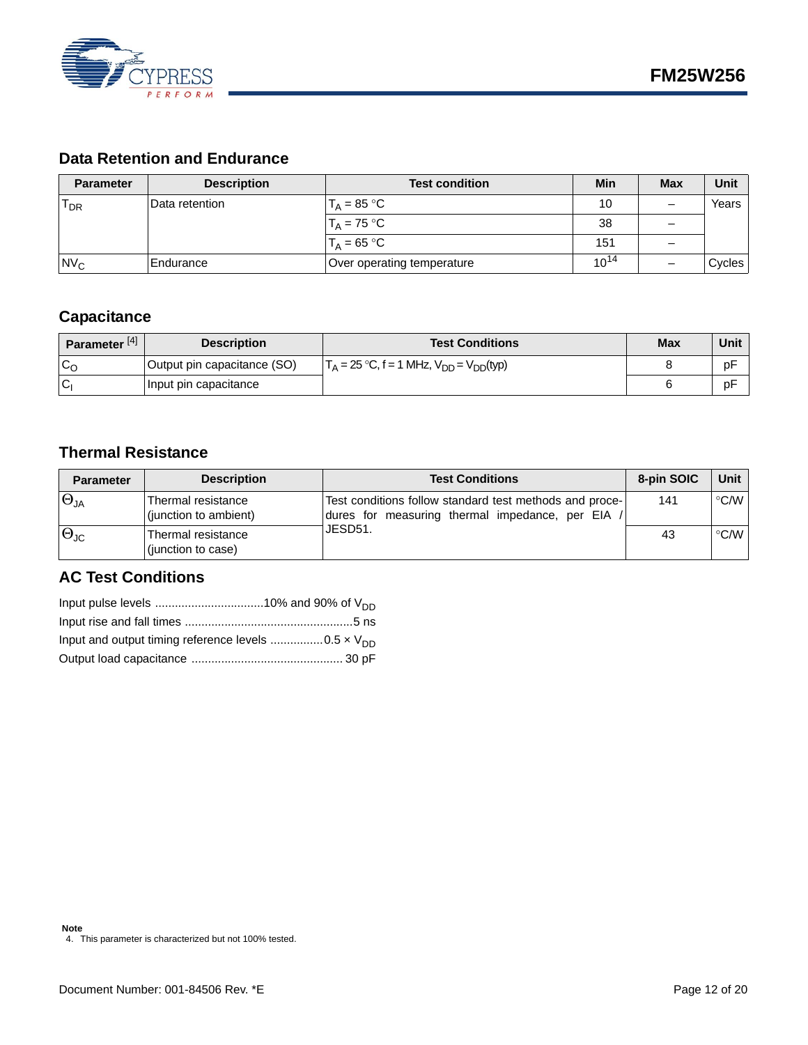## Data Retention and Endurance

| Parameter | Description | Test condition | Min | Max | Unit |
|---|---|---|---|---|---|
| $T_{DR}$ | Data retention | $T_A$ = 85 °C | 10 | – | Years |
| | | $T_A$ = 75 °C | 38 | – | |
| | | $T_A$ = 65 °C | 151 | – | |
| $NV_C$ | Endurance | Over operating temperature | $10^{14}$ | – | Cycles |

## Capacitance

| Parameter [4] | Description | Test Conditions | Max | Unit |
|---|---|---|---|---|
| $C_O$ | Output pin capacitance (SO) | $T_A$ = 25 °C, f = 1 MHz, $V_{DD}$ = $V_{DD}$(typ) | 8 | pF |
| $C_I$ | Input pin capacitance | | 6 | pF |

## Thermal Resistance

| Parameter | Description | Test Conditions | 8-pin SOIC | Unit |
|---|---|---|---|---|
| $\Theta_{JA}$ | Thermal resistance (junction to ambient) | Test conditions follow standard test methods and procedures for measuring thermal impedance, per EIA / JESD51. | 141 | °C/W |
| $\Theta_{JC}$ | Thermal resistance (junction to case) | | 43 | °C/W |

## AC Test Conditions

Input pulse levels ................................10% and 90% of $V_{DD}$

Input rise and fall times ..................................................5 ns

Input and output timing reference levels ................0.5 × $V_{DD}$

Output load capacitance ............................................. 30 pF

**Note**

4. This parameter is characterized but not 100% tested.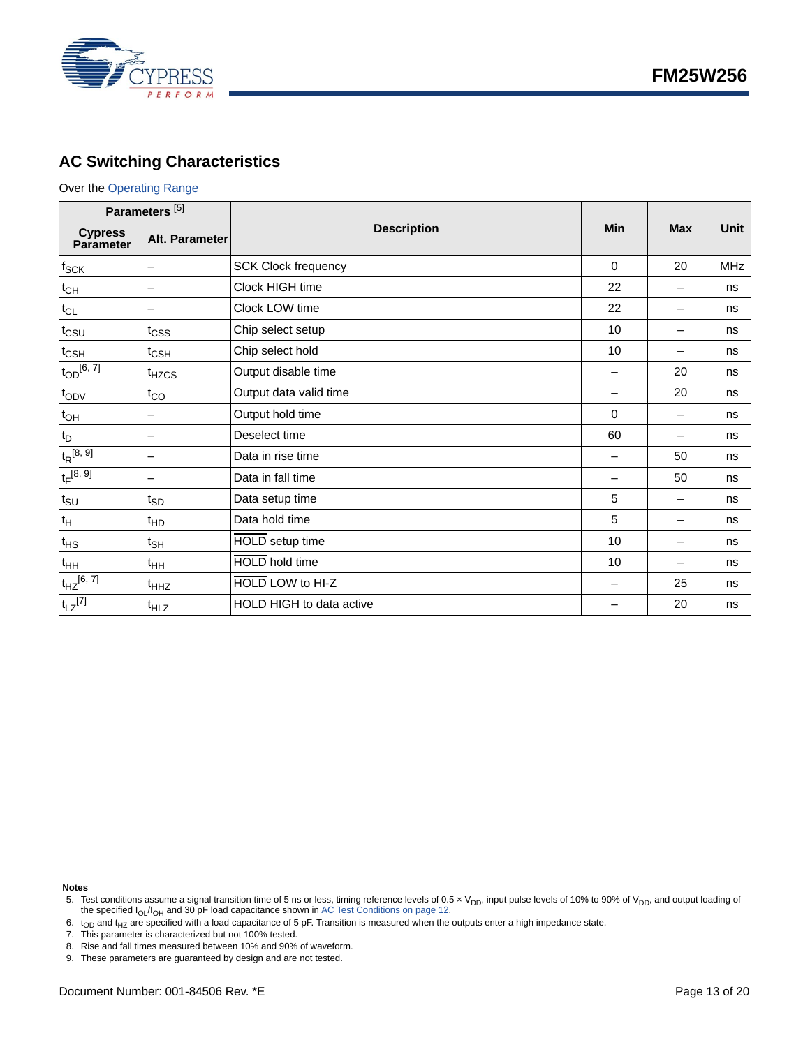## AC Switching Characteristics

Over the Operating Range

| Parameters [5] | | Description | Min | Max | Unit |
|---|---|---|---|---|---|
| Cypress Parameter | Alt. Parameter | | | | |
| $f_{SCK}$ | – | SCK Clock frequency | 0 | 20 | MHz |
| $t_{CH}$ | – | Clock HIGH time | 22 | – | ns |
| $t_{CL}$ | – | Clock LOW time | 22 | – | ns |
| $t_{CSU}$ | $t_{CSS}$ | Chip select setup | 10 | – | ns |
| $t_{CSH}$ | $t_{CSH}$ | Chip select hold | 10 | – | ns |
| $t_{OD}$ [6, 7] | $t_{HZCS}$ | Output disable time | – | 20 | ns |
| $t_{ODV}$ | $t_{CO}$ | Output data valid time | – | 20 | ns |
| $t_{OH}$ | – | Output hold time | 0 | – | ns |
| $t_D$ | – | Deselect time | 60 | – | ns |
| $t_R$ [8, 9] | – | Data in rise time | – | 50 | ns |
| $t_F$ [8, 9] | – | Data in fall time | – | 50 | ns |
| $t_{SU}$ | $t_{SD}$ | Data setup time | 5 | – | ns |
| $t_H$ | $t_{HD}$ | Data hold time | 5 | – | ns |
| $t_{HS}$ | $t_{SH}$ | $\overline{\text{HOLD}}$ setup time | 10 | – | ns |
| $t_{HH}$ | $t_{HH}$ | $\overline{\text{HOLD}}$ hold time | 10 | – | ns |
| $t_{HZ}$ [6, 7] | $t_{HHZ}$ | $\overline{\text{HOLD}}$ LOW to HI-Z | – | 25 | ns |
| $t_{LZ}$ [7] | $t_{HLZ}$ | $\overline{\text{HOLD}}$ HIGH to data active | – | 20 | ns |

**Notes**

5. Test conditions assume a signal transition time of 5 ns or less, timing reference levels of 0.5 × $V_{DD}$, input pulse levels of 10% to 90% of $V_{DD}$, and output loading of the specified $I_{OL}/I_{OH}$ and 30 pF load capacitance shown in AC Test Conditions on page 12.
6. $t_{OD}$ and $t_{HZ}$ are specified with a load capacitance of 5 pF. Transition is measured when the outputs enter a high impedance state.
7. This parameter is characterized but not 100% tested.
8. Rise and fall times measured between 10% and 90% of waveform.
9. These parameters are guaranteed by design and are not tested.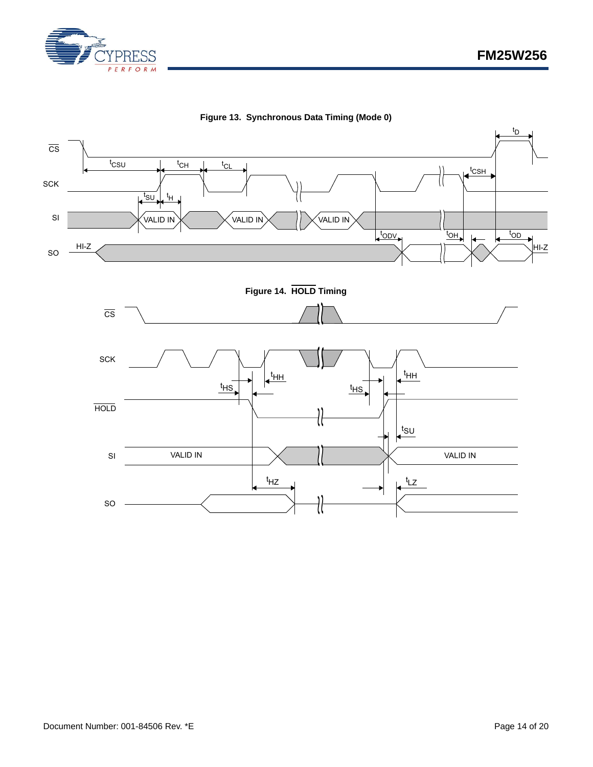**Figure 13. Synchronous Data Timing (Mode 0)**

**Figure 14. HOLD Timing**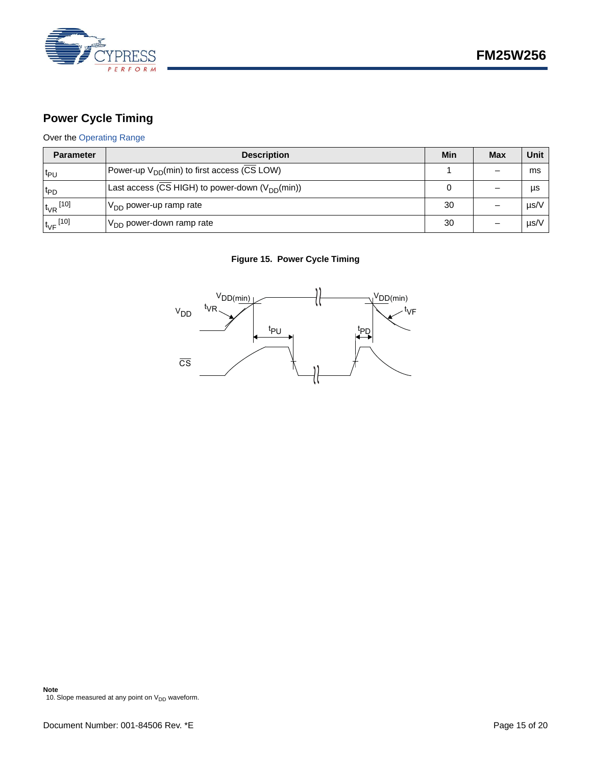## Power Cycle Timing

Over the Operating Range

| Parameter | Description | Min | Max | Unit |
|---|---|---|---|---|
| $t_{PU}$ | Power-up $V_{DD}$(min) to first access ($\overline{CS}$ LOW) | 1 | – | ms |
| $t_{PD}$ | Last access ($\overline{CS}$ HIGH) to power-down ($V_{DD}$(min)) | 0 | – | µs |
| $t_{VR}$ [10] | $V_{DD}$ power-up ramp rate | 30 | – | µs/V |
| $t_{VF}$ [10] | $V_{DD}$ power-down ramp rate | 30 | – | µs/V |

**Figure 15. Power Cycle Timing**

**Note**

10. Slope measured at any point on $V_{DD}$ waveform.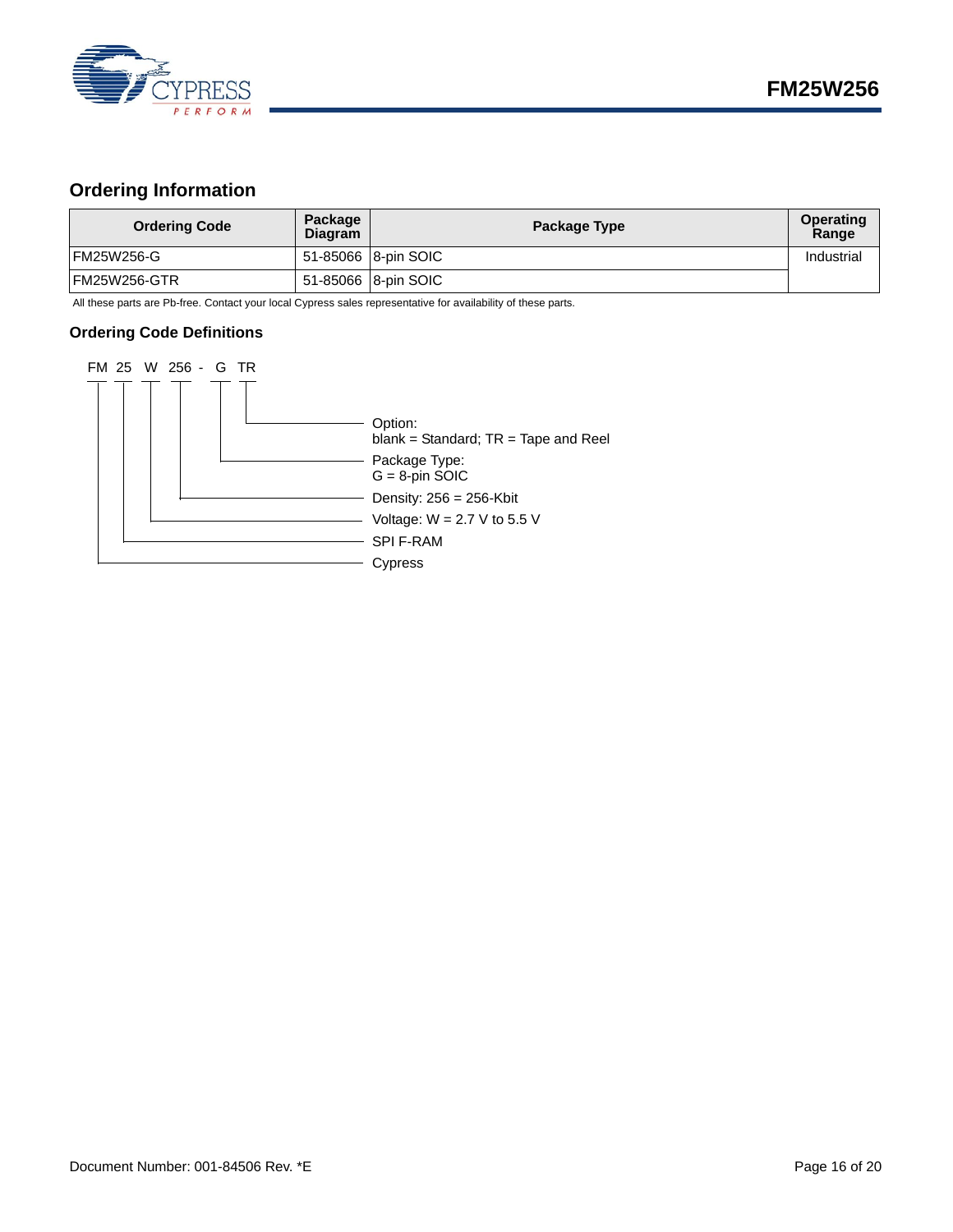## Ordering Information

| Ordering Code | Package Diagram | Package Type | Operating Range |
|---|---|---|---|
| FM25W256-G | 51-85066 | 8-pin SOIC | Industrial |
| FM25W256-GTR | 51-85066 | 8-pin SOIC | |

All these parts are Pb-free. Contact your local Cypress sales representative for availability of these parts.

### Ordering Code Definitions

```
FM 25 W 256 - G TR
```

- TR — Option: blank = Standard; TR = Tape and Reel
- G — Package Type: G = 8-pin SOIC
- 256 — Density: 256 = 256-Kbit
- W — Voltage: W = 2.7 V to 5.5 V
- 25 — SPI F-RAM
- FM — Cypress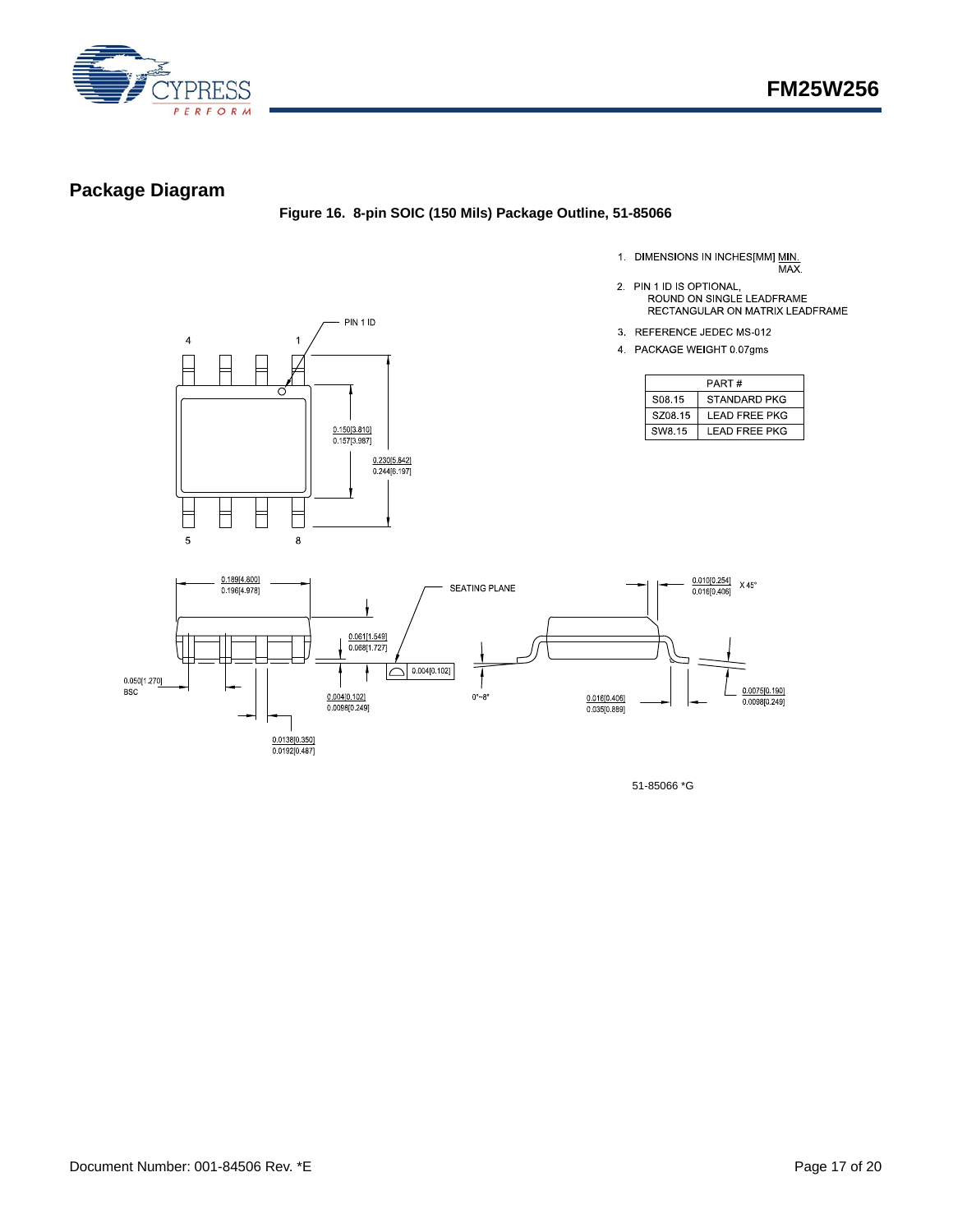## Package Diagram

**Figure 16. 8-pin SOIC (150 Mils) Package Outline, 51-85066**

1. DIMENSIONS IN INCHES[MM] MIN. / MAX.
2. PIN 1 ID IS OPTIONAL, ROUND ON SINGLE LEADFRAME RECTANGULAR ON MATRIX LEADFRAME
3. REFERENCE JEDEC MS-012
4. PACKAGE WEIGHT 0.07gms

| PART # | |
|---|---|
| S08.15 | STANDARD PKG |
| SZ08.15 | LEAD FREE PKG |
| SW8.15 | LEAD FREE PKG |

PIN 1 ID

4 1 5 8

0.150[3.810] / 0.157[3.987]

0.230[5.842] / 0.244[6.197]

0.189[4.800] / 0.196[4.978]

SEATING PLANE

0.010[0.254] / 0.016[0.406] X 45°

0.061[1.549] / 0.068[1.727]

0.004[0.102]

0.050[1.270] BSC

0.004[0.102] / 0.0098[0.249]

0°~8°

0.016[0.406] / 0.035[0.889]

0.0075[0.190] / 0.0098[0.249]

0.0138[0.350] / 0.0192[0.487]

51-85066 *G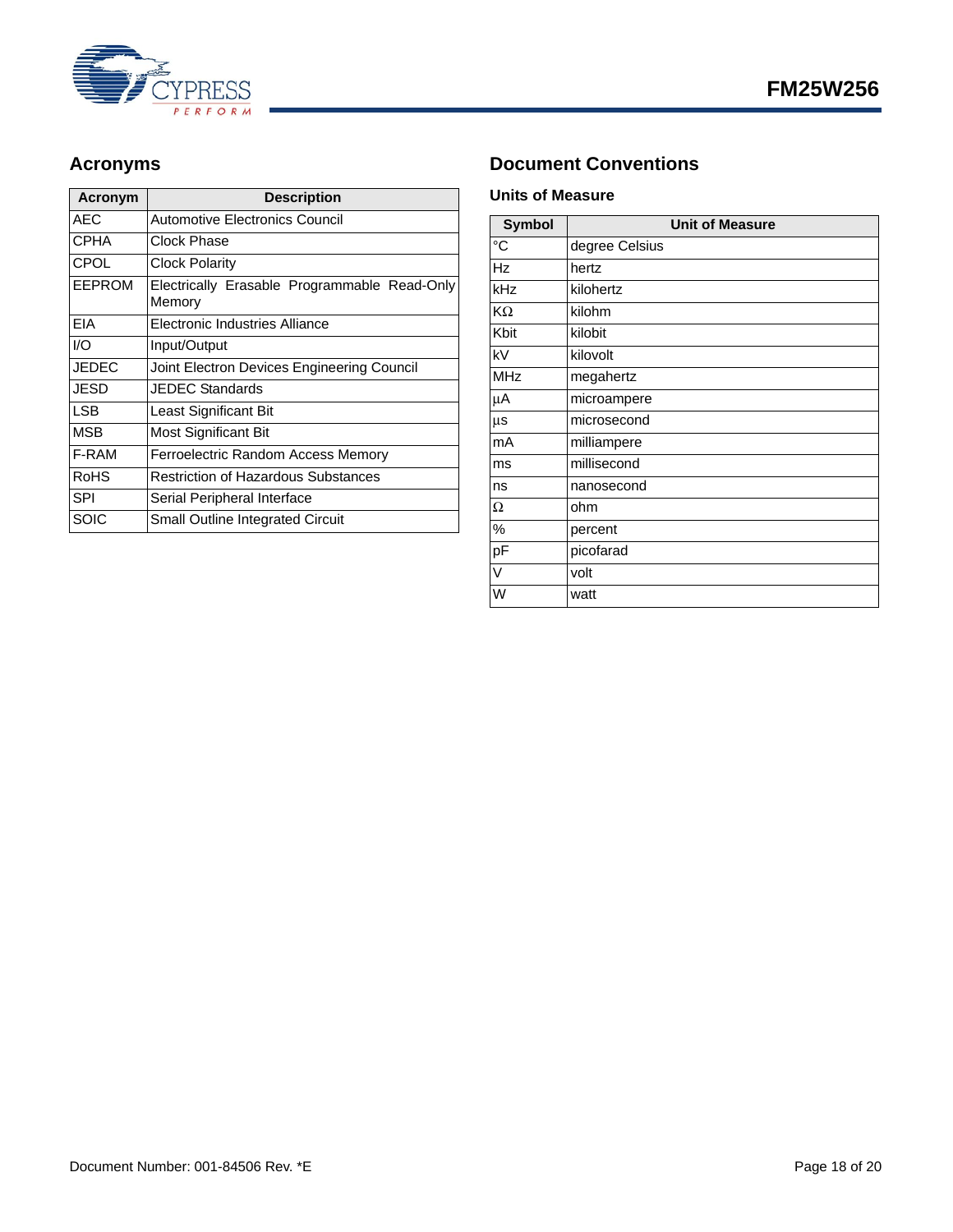## Acronyms

| Acronym | Description |
|---|---|
| AEC | Automotive Electronics Council |
| CPHA | Clock Phase |
| CPOL | Clock Polarity |
| EEPROM | Electrically Erasable Programmable Read-Only Memory |
| EIA | Electronic Industries Alliance |
| I/O | Input/Output |
| JEDEC | Joint Electron Devices Engineering Council |
| JESD | JEDEC Standards |
| LSB | Least Significant Bit |
| MSB | Most Significant Bit |
| F-RAM | Ferroelectric Random Access Memory |
| RoHS | Restriction of Hazardous Substances |
| SPI | Serial Peripheral Interface |
| SOIC | Small Outline Integrated Circuit |

## Document Conventions

### Units of Measure

| Symbol | Unit of Measure |
|---|---|
| °C | degree Celsius |
| Hz | hertz |
| kHz | kilohertz |
| KΩ | kilohm |
| Kbit | kilobit |
| kV | kilovolt |
| MHz | megahertz |
| µA | microampere |
| µs | microsecond |
| mA | milliampere |
| ms | millisecond |
| ns | nanosecond |
| Ω | ohm |
| % | percent |
| pF | picofarad |
| V | volt |
| W | watt |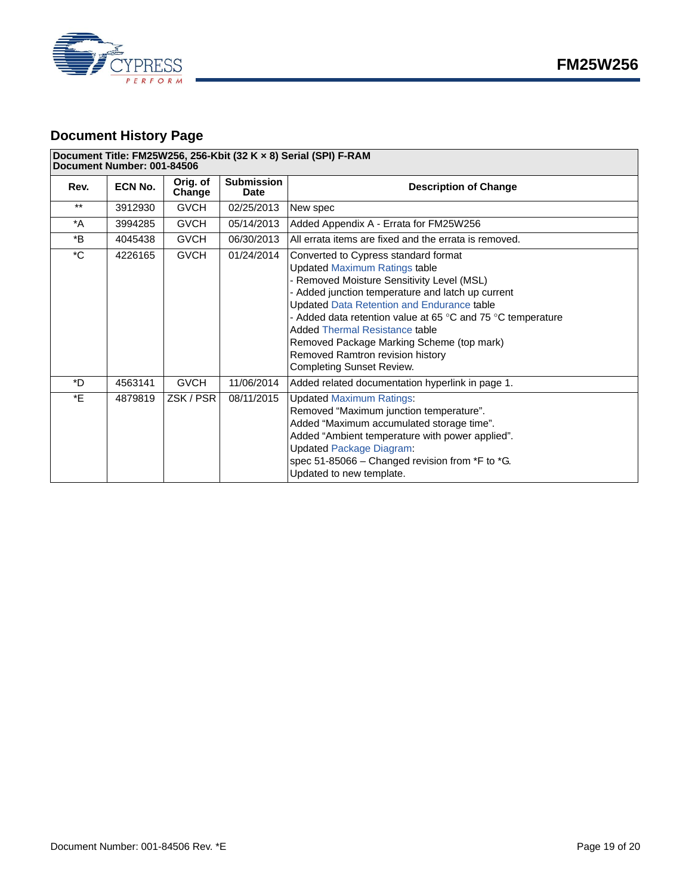## Document History Page

| Document Title: FM25W256, 256-Kbit (32 K × 8) Serial (SPI) F-RAM<br>Document Number: 001-84506 | | | | |
|---|---|---|---|---|
| **Rev.** | **ECN No.** | **Orig. of Change** | **Submission Date** | **Description of Change** |
| ** | 3912930 | GVCH | 02/25/2013 | New spec |
| *A | 3994285 | GVCH | 05/14/2013 | Added Appendix A - Errata for FM25W256 |
| *B | 4045438 | GVCH | 06/30/2013 | All errata items are fixed and the errata is removed. |
| *C | 4226165 | GVCH | 01/24/2014 | Converted to Cypress standard format<br>Updated Maximum Ratings table<br>- Removed Moisture Sensitivity Level (MSL)<br>- Added junction temperature and latch up current<br>Updated Data Retention and Endurance table<br>- Added data retention value at 65 °C and 75 °C temperature<br>Added Thermal Resistance table<br>Removed Package Marking Scheme (top mark)<br>Removed Ramtron revision history<br>Completing Sunset Review. |
| *D | 4563141 | GVCH | 11/06/2014 | Added related documentation hyperlink in page 1. |
| *E | 4879819 | ZSK / PSR | 08/11/2015 | Updated Maximum Ratings:<br>Removed “Maximum junction temperature”.<br>Added “Maximum accumulated storage time”.<br>Added “Ambient temperature with power applied”.<br>Updated Package Diagram:<br>spec 51-85066 – Changed revision from *F to *G.<br>Updated to new template. |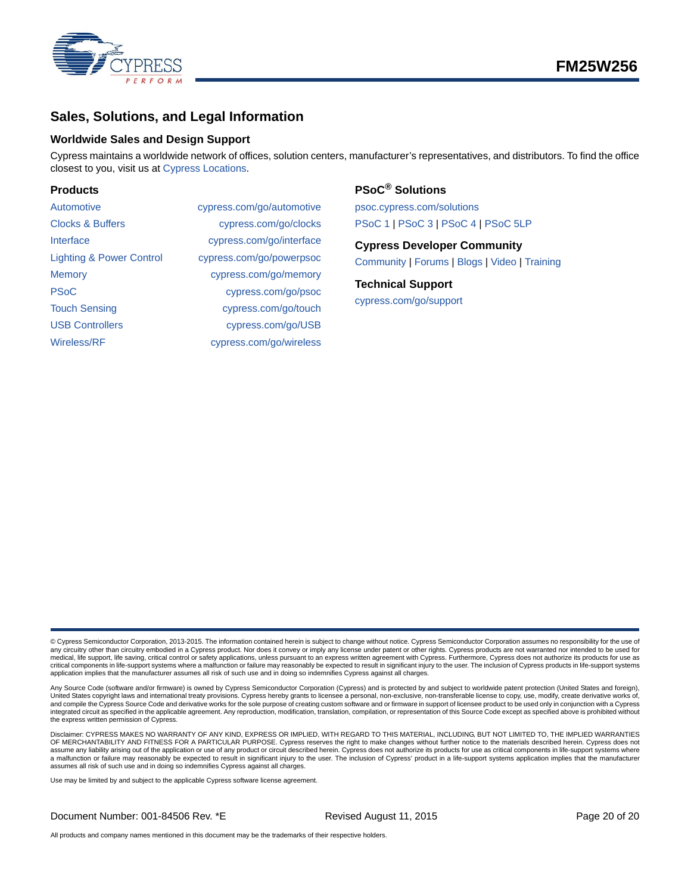## Sales, Solutions, and Legal Information

### Worldwide Sales and Design Support

Cypress maintains a worldwide network of offices, solution centers, manufacturer's representatives, and distributors. To find the office closest to you, visit us at Cypress Locations.

### Products

| | |
|---|---|
| Automotive | cypress.com/go/automotive |
| Clocks & Buffers | cypress.com/go/clocks |
| Interface | cypress.com/go/interface |
| Lighting & Power Control | cypress.com/go/powerpsoc |
| Memory | cypress.com/go/memory |
| PSoC | cypress.com/go/psoc |
| Touch Sensing | cypress.com/go/touch |
| USB Controllers | cypress.com/go/USB |
| Wireless/RF | cypress.com/go/wireless |

### PSoC® Solutions

psoc.cypress.com/solutions

PSoC 1 | PSoC 3 | PSoC 4 | PSoC 5LP

### Cypress Developer Community

Community | Forums | Blogs | Video | Training

### Technical Support

cypress.com/go/support

© Cypress Semiconductor Corporation, 2013-2015. The information contained herein is subject to change without notice. Cypress Semiconductor Corporation assumes no responsibility for the use of any circuitry other than circuitry embodied in a Cypress product. Nor does it convey or imply any license under patent or other rights. Cypress products are not warranted nor intended to be used for medical, life support, life saving, critical control or safety applications, unless pursuant to an express written agreement with Cypress. Furthermore, Cypress does not authorize its products for use as critical components in life-support systems where a malfunction or failure may reasonably be expected to result in significant injury to the user. The inclusion of Cypress products in life-support systems application implies that the manufacturer assumes all risk of such use and in doing so indemnifies Cypress against all charges.

Any Source Code (software and/or firmware) is owned by Cypress Semiconductor Corporation (Cypress) and is protected by and subject to worldwide patent protection (United States and foreign), United States copyright laws and international treaty provisions. Cypress hereby grants to licensee a personal, non-exclusive, non-transferable license to copy, use, modify, create derivative works of, and compile the Cypress Source Code and derivative works for the sole purpose of creating custom software and or firmware in support of licensee product to be used only in conjunction with a Cypress integrated circuit as specified in the applicable agreement. Any reproduction, modification, translation, compilation, or representation of this Source Code except as specified above is prohibited without the express written permission of Cypress.

Disclaimer: CYPRESS MAKES NO WARRANTY OF ANY KIND, EXPRESS OR IMPLIED, WITH REGARD TO THIS MATERIAL, INCLUDING, BUT NOT LIMITED TO, THE IMPLIED WARRANTIES OF MERCHANTABILITY AND FITNESS FOR A PARTICULAR PURPOSE. Cypress reserves the right to make changes without further notice to the materials described herein. Cypress does not assume any liability arising out of the application or use of any product or circuit described herein. Cypress does not authorize its products for use as critical components in life-support systems where a malfunction or failure may reasonably be expected to result in significant injury to the user. The inclusion of Cypress' product in a life-support systems application implies that the manufacturer assumes all risk of such use and in doing so indemnifies Cypress against all charges.

Use may be limited by and subject to the applicable Cypress software license agreement.

Document Number: 001-84506 Rev. *E Revised August 11, 2015

All products and company names mentioned in this document may be the trademarks of their respective holders.